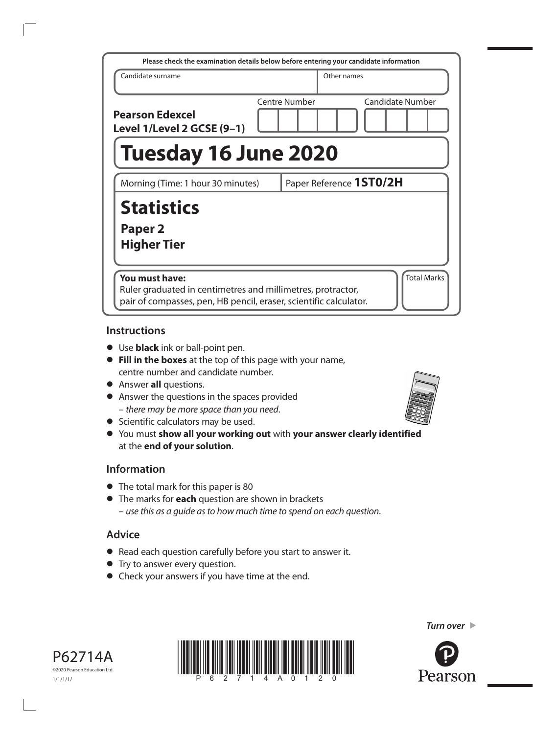Please check the examination details below before entering your candidate information

| Candidate surname | Other names |
| --- | --- |
| | |

**Pearson Edexcel Level 1/Level 2 GCSE (9–1)**

Centre Number | Candidate Number

# Tuesday 16 June 2020

Morning (Time: 1 hour 30 minutes) | Paper Reference **1ST0/2H**

# Statistics

## Paper 2
## Higher Tier

**You must have:**
Ruler graduated in centimetres and millimetres, protractor, pair of compasses, pen, HB pencil, eraser, scientific calculator.

Total Marks

## Instructions

- Use **black** ink or ball-point pen.
- **Fill in the boxes** at the top of this page with your name, centre number and candidate number.
- Answer **all** questions.
- Answer the questions in the spaces provided
  – *there may be more space than you need*.
- Scientific calculators may be used.
- You must **show all your working out** with **your answer clearly identified** at the **end of your solution**.

## Information

- The total mark for this paper is 80
- The marks for **each** question are shown in brackets
  – *use this as a guide as to how much time to spend on each question*.

## Advice

- Read each question carefully before you start to answer it.
- Try to answer every question.
- Check your answers if you have time at the end.

*Turn over*

P62714A
©2020 Pearson Education Ltd.
1/1/1/1/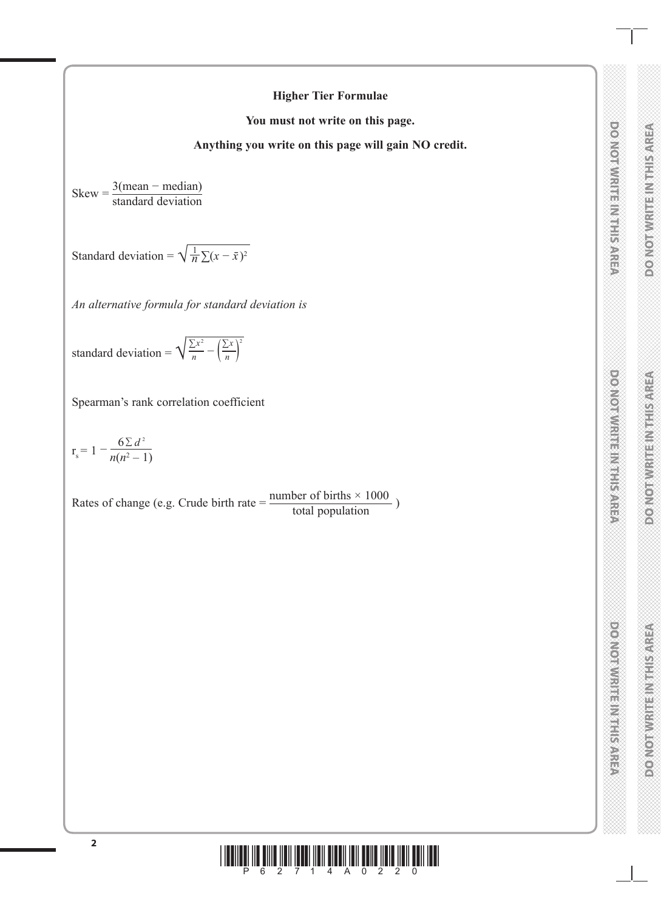## Higher Tier Formulae

**You must not write on this page.**

**Anything you write on this page will gain NO credit.**

$$\text{Skew} = \frac{3(\text{mean} - \text{median})}{\text{standard deviation}}$$

$$\text{Standard deviation} = \sqrt{\frac{1}{n}\sum(x - \bar{x})^2}$$

*An alternative formula for standard deviation is*

$$\text{standard deviation} = \sqrt{\frac{\sum x^2}{n} - \left(\frac{\sum x}{n}\right)^2}$$

Spearman's rank correlation coefficient

$$r_s = 1 - \frac{6\sum d^2}{n(n^2 - 1)}$$

Rates of change (e.g. Crude birth rate = $\frac{\text{number of births} \times 1000}{\text{total population}}$ )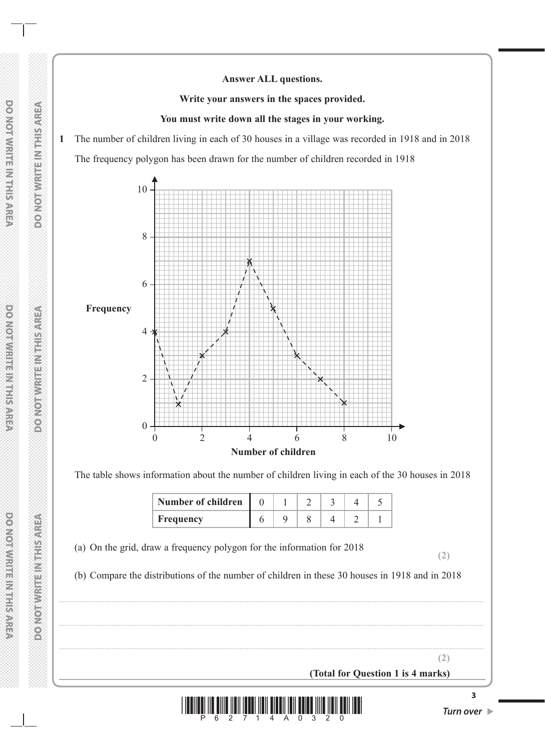**Answer ALL questions.**

**Write your answers in the spaces provided.**

**You must write down all the stages in your working.**

**1** The number of children living in each of 30 houses in a village was recorded in 1918 and in 2018

The frequency polygon has been drawn for the number of children recorded in 1918

The table shows information about the number of children living in each of the 30 houses in 2018

| Number of children | 0 | 1 | 2 | 3 | 4 | 5 |
|---|---|---|---|---|---|---|
| Frequency | 6 | 9 | 8 | 4 | 2 | 1 |

(a) On the grid, draw a frequency polygon for the information for 2018

**(2)**

(b) Compare the distributions of the number of children in these 30 houses in 1918 and in 2018

.......................................................................................................................................................................................................

.......................................................................................................................................................................................................

.......................................................................................................................................................................................................

**(2)**

**(Total for Question 1 is 4 marks)**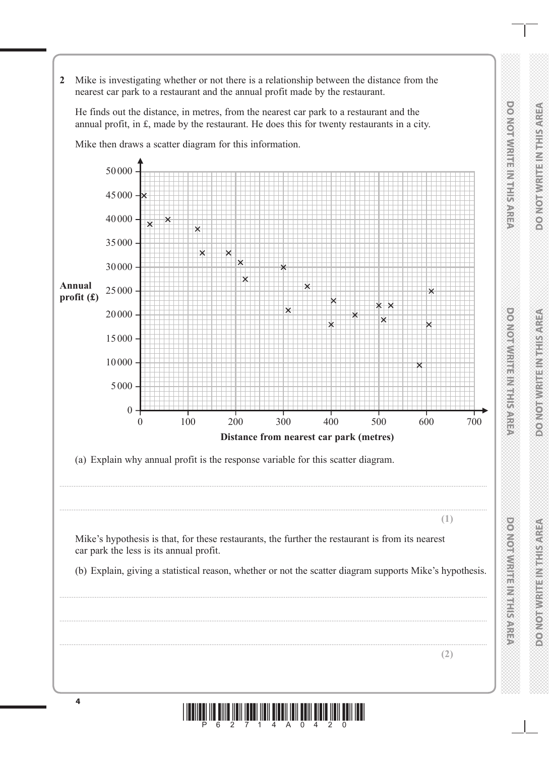**2** Mike is investigating whether or not there is a relationship between the distance from the nearest car park to a restaurant and the annual profit made by the restaurant.

He finds out the distance, in metres, from the nearest car park to a restaurant and the annual profit, in £, made by the restaurant. He does this for twenty restaurants in a city.

Mike then draws a scatter diagram for this information.

(a) Explain why annual profit is the response variable for this scatter diagram.

..................................................................................................................................................................................

..................................................................................................................................................................................

**(1)**

Mike's hypothesis is that, for these restaurants, the further the restaurant is from its nearest car park the less is its annual profit.

(b) Explain, giving a statistical reason, whether or not the scatter diagram supports Mike's hypothesis.

..................................................................................................................................................................................

..................................................................................................................................................................................

..................................................................................................................................................................................

**(2)**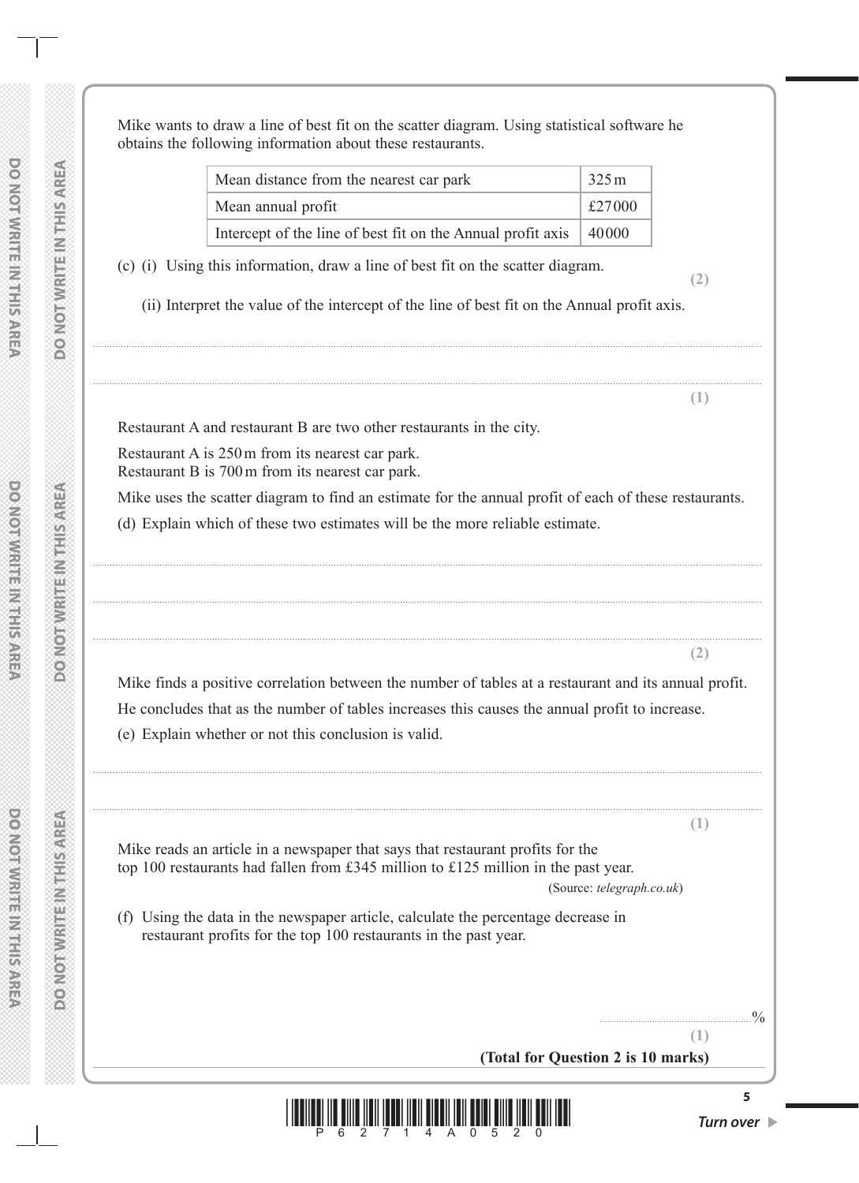Mike wants to draw a line of best fit on the scatter diagram. Using statistical software he obtains the following information about these restaurants.

| | |
|---|---|
| Mean distance from the nearest car park | 325 m |
| Mean annual profit | £27000 |
| Intercept of the line of best fit on the Annual profit axis | 40000 |

(c) (i) Using this information, draw a line of best fit on the scatter diagram.

**(2)**

(ii) Interpret the value of the intercept of the line of best fit on the Annual profit axis.

..............................................................................................................................................................

..............................................................................................................................................................

**(1)**

Restaurant A and restaurant B are two other restaurants in the city.

Restaurant A is 250 m from its nearest car park.
Restaurant B is 700 m from its nearest car park.

Mike uses the scatter diagram to find an estimate for the annual profit of each of these restaurants.

(d) Explain which of these two estimates will be the more reliable estimate.

..............................................................................................................................................................

..............................................................................................................................................................

..............................................................................................................................................................

**(2)**

Mike finds a positive correlation between the number of tables at a restaurant and its annual profit.

He concludes that as the number of tables increases this causes the annual profit to increase.

(e) Explain whether or not this conclusion is valid.

..............................................................................................................................................................

..............................................................................................................................................................

**(1)**

Mike reads an article in a newspaper that says that restaurant profits for the top 100 restaurants had fallen from £345 million to £125 million in the past year.

(Source: *telegraph.co.uk*)

(f) Using the data in the newspaper article, calculate the percentage decrease in restaurant profits for the top 100 restaurants in the past year.

.......................................................%

**(1)**

**(Total for Question 2 is 10 marks)**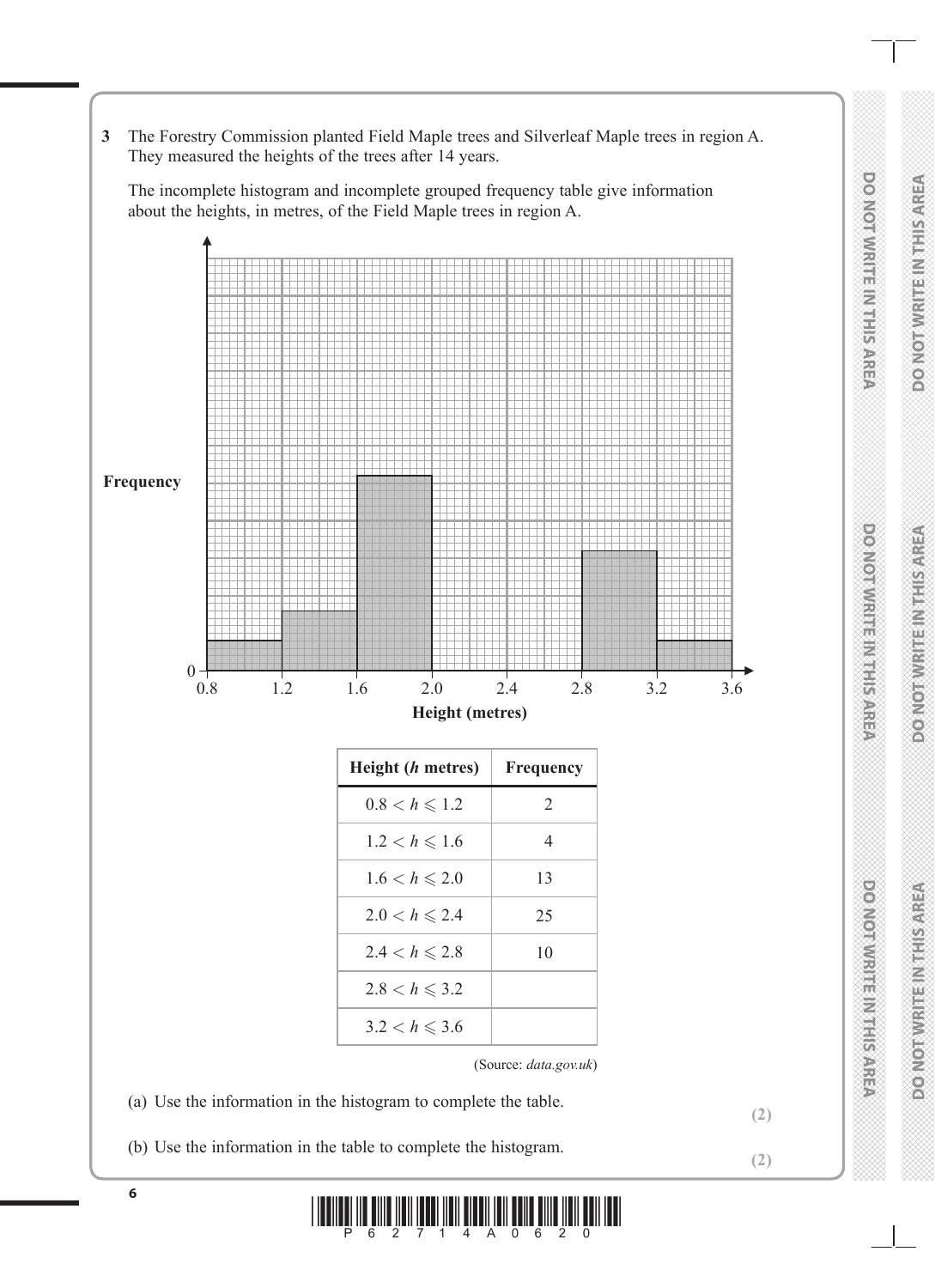**3** The Forestry Commission planted Field Maple trees and Silverleaf Maple trees in region A. They measured the heights of the trees after 14 years.

The incomplete histogram and incomplete grouped frequency table give information about the heights, in metres, of the Field Maple trees in region A.

| Height ($h$ metres) | Frequency |
|---|---|
| $0.8 < h \leqslant 1.2$ | 2 |
| $1.2 < h \leqslant 1.6$ | 4 |
| $1.6 < h \leqslant 2.0$ | 13 |
| $2.0 < h \leqslant 2.4$ | 25 |
| $2.4 < h \leqslant 2.8$ | 10 |
| $2.8 < h \leqslant 3.2$ | |
| $3.2 < h \leqslant 3.6$ | |

(Source: *data.gov.uk*)

(a) Use the information in the histogram to complete the table.

**(2)**

(b) Use the information in the table to complete the histogram.

**(2)**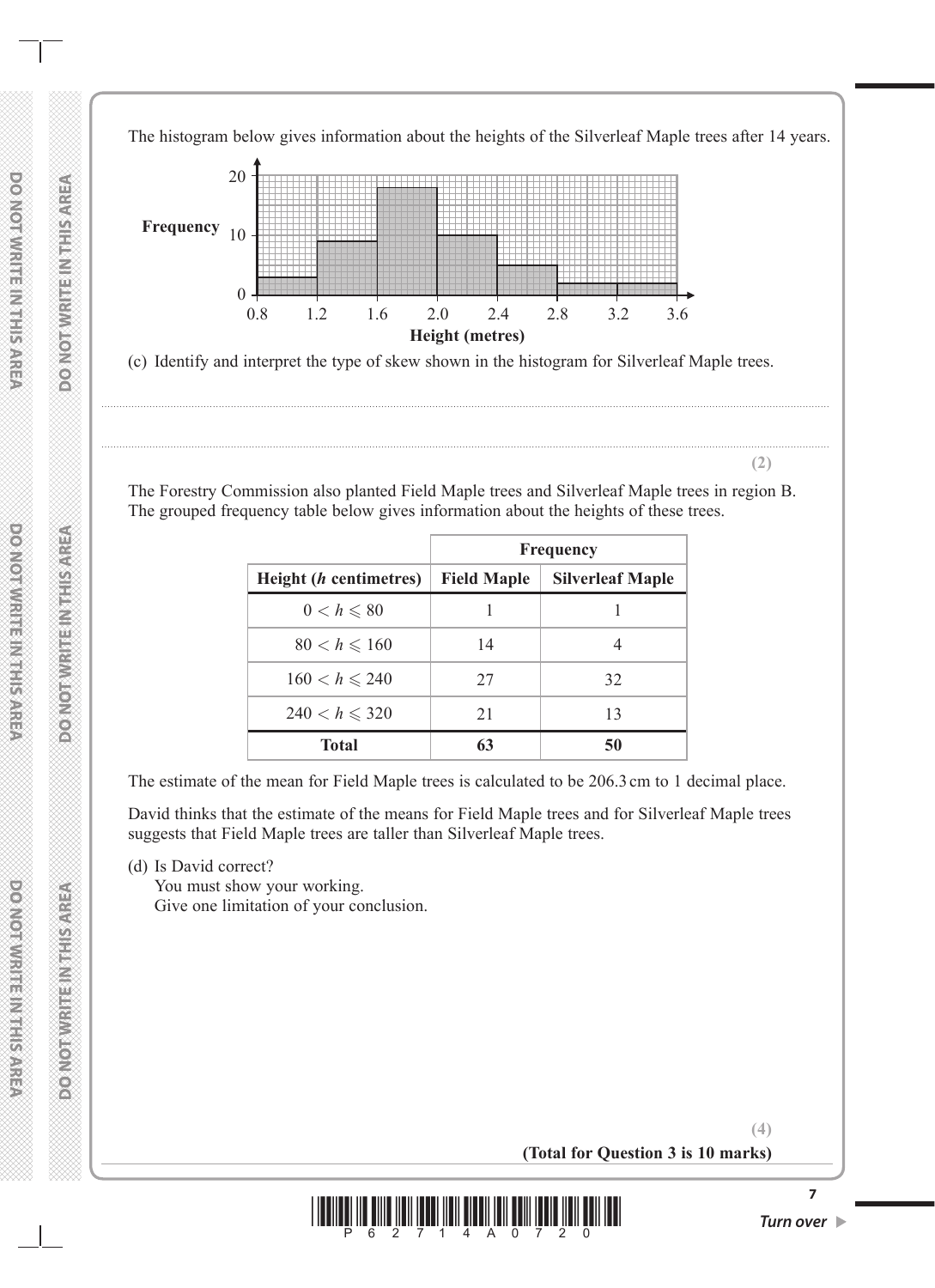The histogram below gives information about the heights of the Silverleaf Maple trees after 14 years.

(c) Identify and interpret the type of skew shown in the histogram for Silverleaf Maple trees.

.......................................................................................................................................................

.......................................................................................................................................................

**(2)**

The Forestry Commission also planted Field Maple trees and Silverleaf Maple trees in region B. The grouped frequency table below gives information about the heights of these trees.

| | Frequency | |
|---|---|---|
| **Height ($h$ centimetres)** | **Field Maple** | **Silverleaf Maple** |
| $0 < h \leqslant 80$ | 1 | 1 |
| $80 < h \leqslant 160$ | 14 | 4 |
| $160 < h \leqslant 240$ | 27 | 32 |
| $240 < h \leqslant 320$ | 21 | 13 |
| **Total** | **63** | **50** |

The estimate of the mean for Field Maple trees is calculated to be 206.3 cm to 1 decimal place.

David thinks that the estimate of the means for Field Maple trees and for Silverleaf Maple trees suggests that Field Maple trees are taller than Silverleaf Maple trees.

(d) Is David correct?
You must show your working.
Give one limitation of your conclusion.

**(4)**

**(Total for Question 3 is 10 marks)**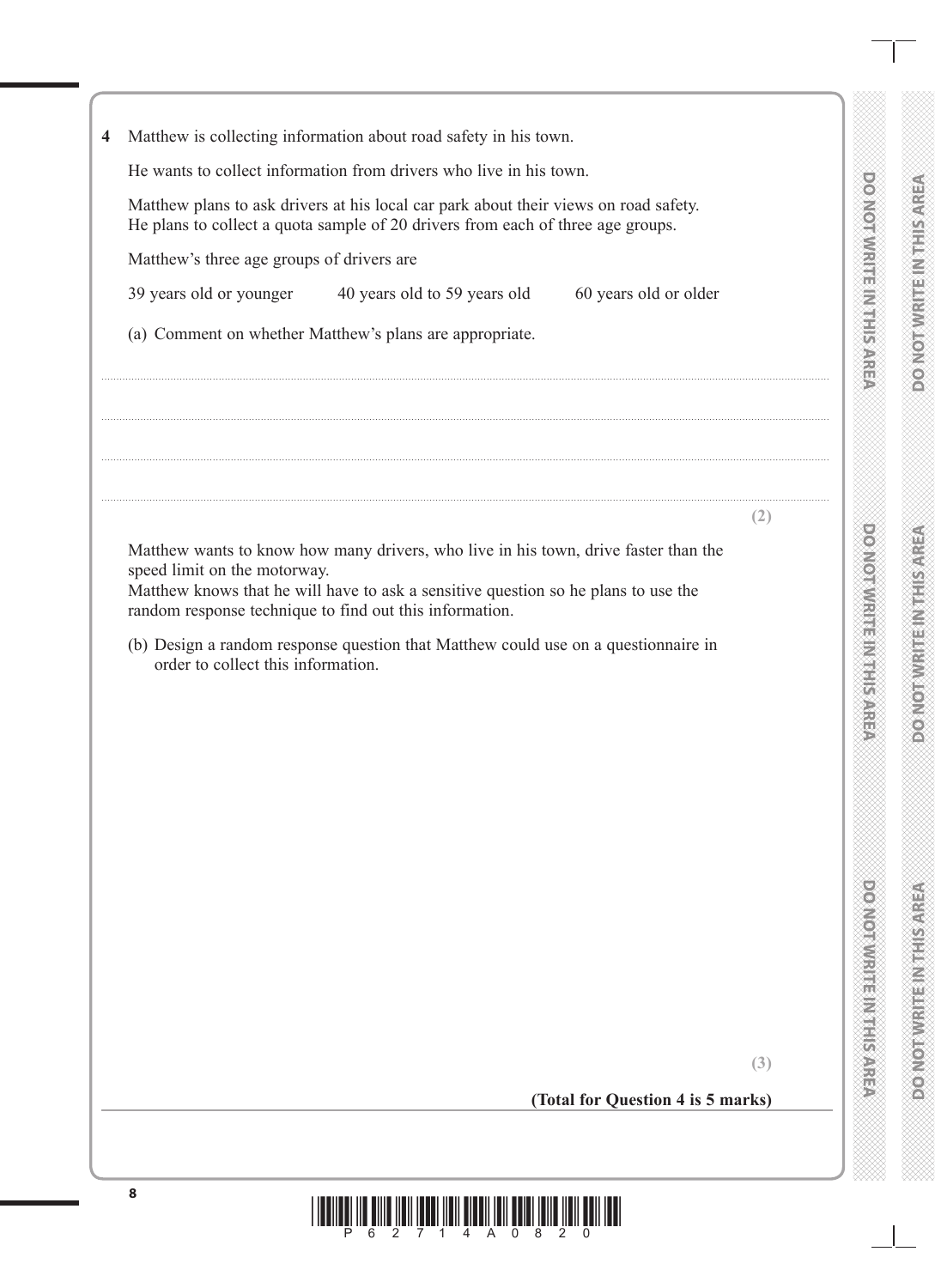**4** Matthew is collecting information about road safety in his town.

He wants to collect information from drivers who live in his town.

Matthew plans to ask drivers at his local car park about their views on road safety.
He plans to collect a quota sample of 20 drivers from each of three age groups.

Matthew's three age groups of drivers are

39 years old or younger    40 years old to 59 years old    60 years old or older

(a) Comment on whether Matthew's plans are appropriate.

..........................................................................................................................................................................................................

..........................................................................................................................................................................................................

..........................................................................................................................................................................................................

..........................................................................................................................................................................................................

**(2)**

Matthew wants to know how many drivers, who live in his town, drive faster than the speed limit on the motorway.
Matthew knows that he will have to ask a sensitive question so he plans to use the random response technique to find out this information.

(b) Design a random response question that Matthew could use on a questionnaire in order to collect this information.

**(3)**

**(Total for Question 4 is 5 marks)**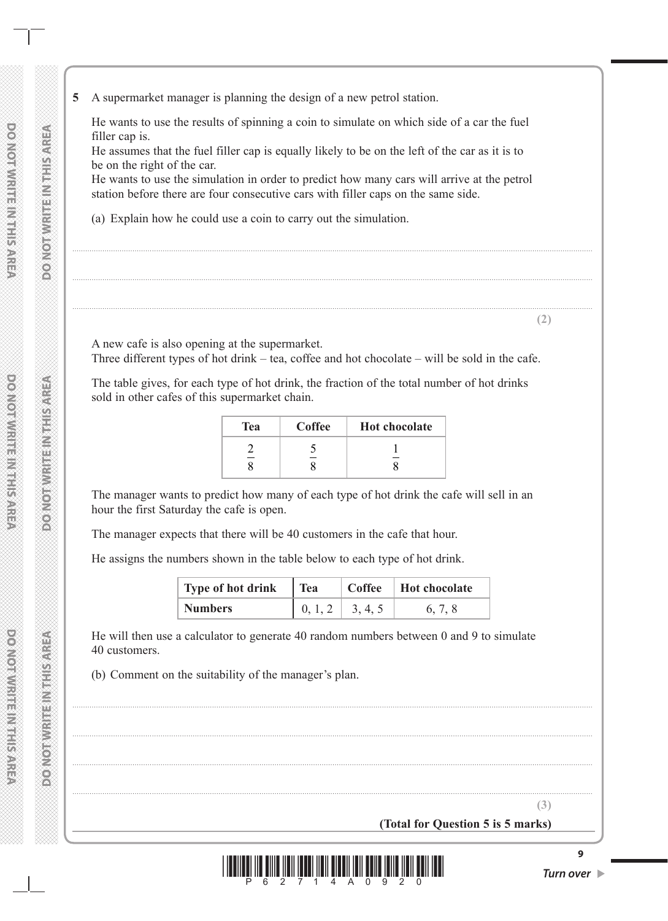**5** A supermarket manager is planning the design of a new petrol station.

He wants to use the results of spinning a coin to simulate on which side of a car the fuel filler cap is.
He assumes that the fuel filler cap is equally likely to be on the left of the car as it is to be on the right of the car.
He wants to use the simulation in order to predict how many cars will arrive at the petrol station before there are four consecutive cars with filler caps on the same side.

(a) Explain how he could use a coin to carry out the simulation.

..........................................................................................................................................................

..........................................................................................................................................................

..........................................................................................................................................................

**(2)**

A new cafe is also opening at the supermarket.
Three different types of hot drink – tea, coffee and hot chocolate – will be sold in the cafe.

The table gives, for each type of hot drink, the fraction of the total number of hot drinks sold in other cafes of this supermarket chain.

| Tea | Coffee | Hot chocolate |
|---|---|---|
| $\frac{2}{8}$ | $\frac{5}{8}$ | $\frac{1}{8}$ |

The manager wants to predict how many of each type of hot drink the cafe will sell in an hour the first Saturday the cafe is open.

The manager expects that there will be 40 customers in the cafe that hour.

He assigns the numbers shown in the table below to each type of hot drink.

| Type of hot drink | Tea | Coffee | Hot chocolate |
|---|---|---|---|
| Numbers | 0, 1, 2 | 3, 4, 5 | 6, 7, 8 |

He will then use a calculator to generate 40 random numbers between 0 and 9 to simulate 40 customers.

(b) Comment on the suitability of the manager's plan.

..........................................................................................................................................................

..........................................................................................................................................................

..........................................................................................................................................................

..........................................................................................................................................................

**(3)**

**(Total for Question 5 is 5 marks)**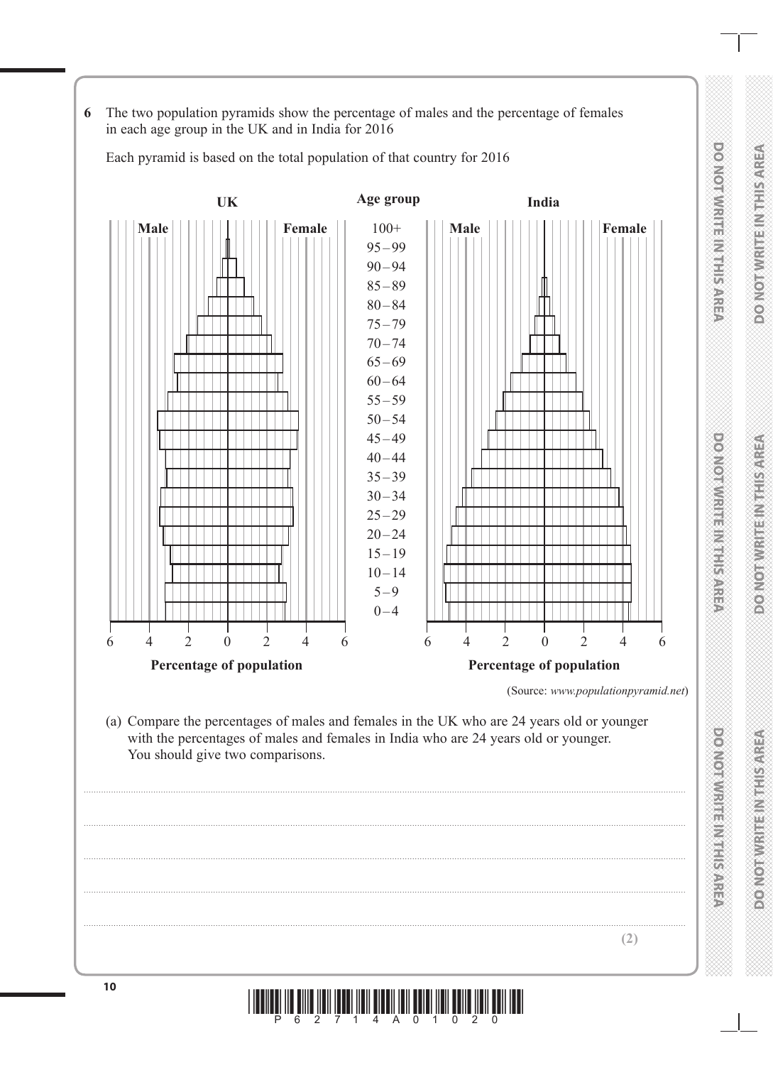**6** The two population pyramids show the percentage of males and the percentage of females in each age group in the UK and in India for 2016

Each pyramid is based on the total population of that country for 2016

(Source: *www.populationpyramid.net*)

(a) Compare the percentages of males and females in the UK who are 24 years old or younger with the percentages of males and females in India who are 24 years old or younger.
You should give two comparisons.

..................................................................................................................................................

..................................................................................................................................................

..................................................................................................................................................

..................................................................................................................................................

..................................................................................................................................................

**(2)**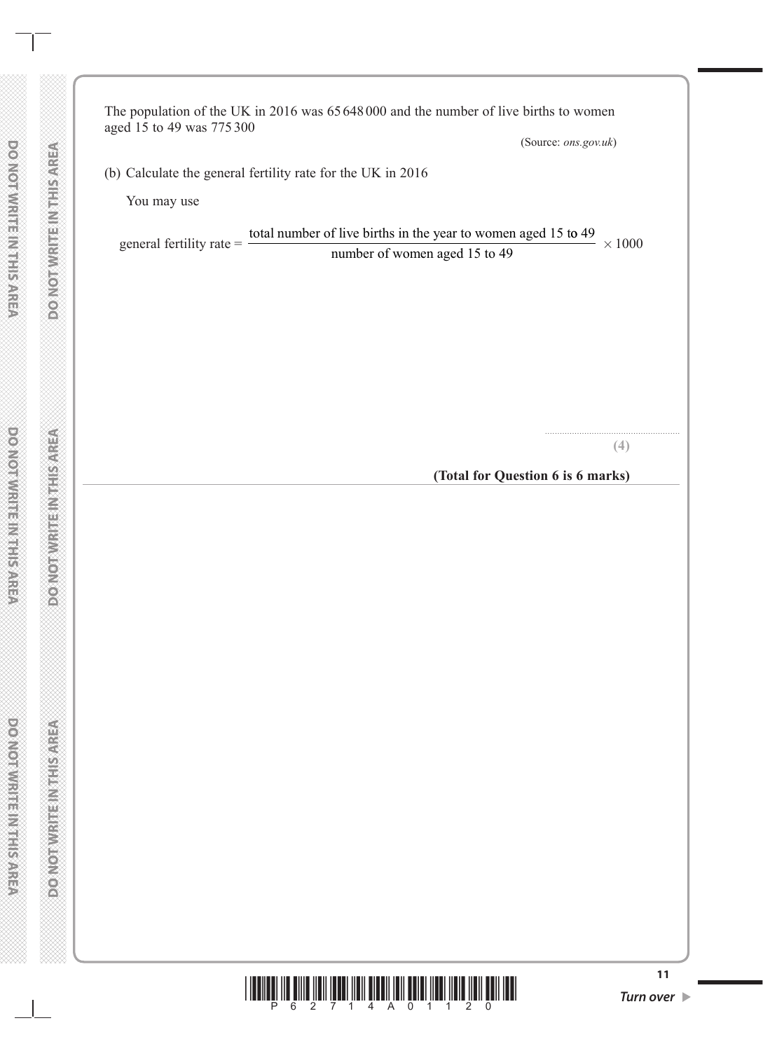The population of the UK in 2016 was 65 648 000 and the number of live births to women aged 15 to 49 was 775 300

(Source: *ons.gov.uk*)

(b) Calculate the general fertility rate for the UK in 2016

You may use

$$\text{general fertility rate} = \frac{\text{total number of live births in the year to women aged 15 to 49}}{\text{number of women aged 15 to 49}} \times 1000$$

..........................................................

**(4)**

**(Total for Question 6 is 6 marks)**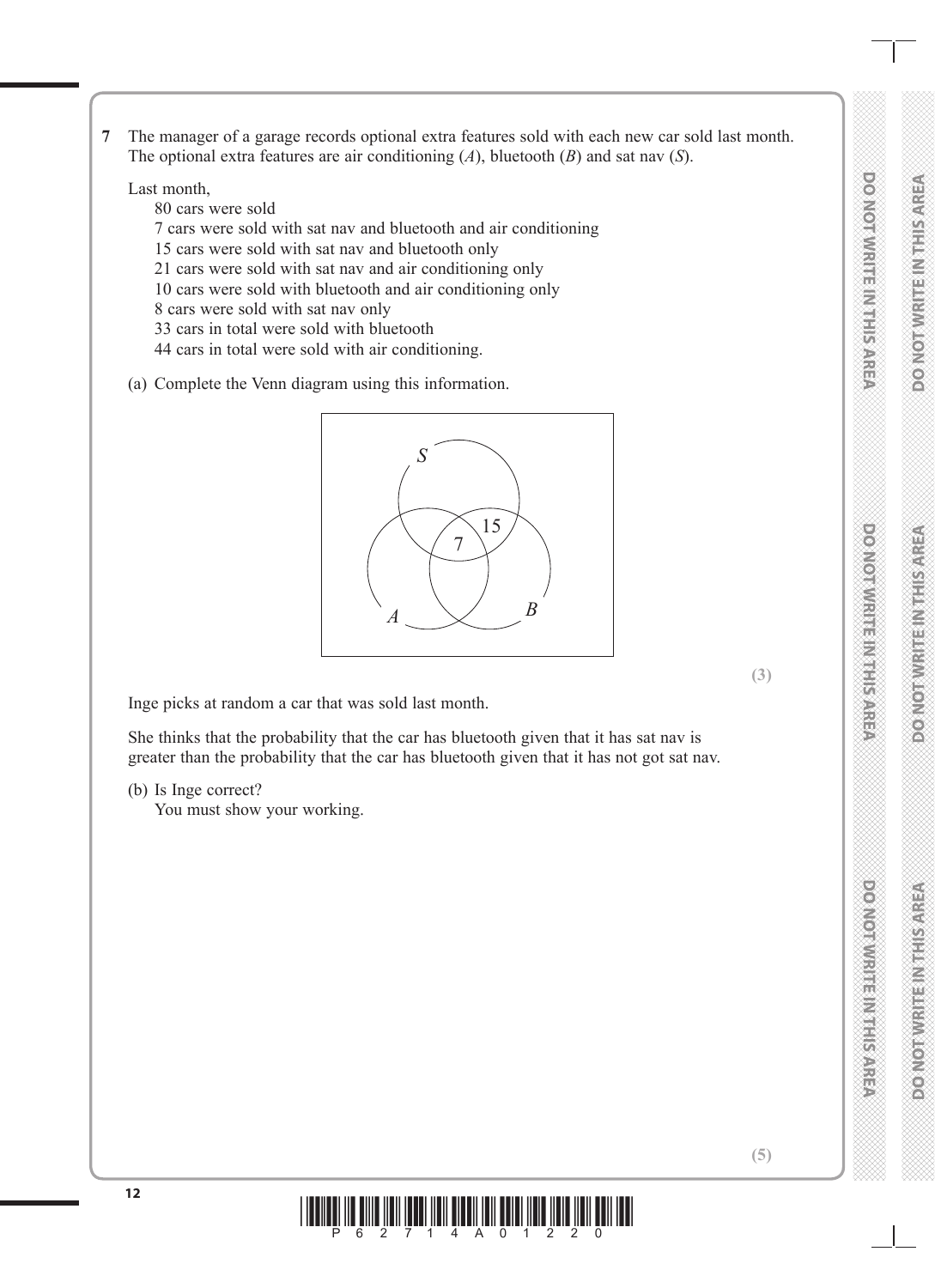**7** The manager of a garage records optional extra features sold with each new car sold last month. The optional extra features are air conditioning ($A$), bluetooth ($B$) and sat nav ($S$).

Last month,

- 80 cars were sold
- 7 cars were sold with sat nav and bluetooth and air conditioning
- 15 cars were sold with sat nav and bluetooth only
- 21 cars were sold with sat nav and air conditioning only
- 10 cars were sold with bluetooth and air conditioning only
- 8 cars were sold with sat nav only
- 33 cars in total were sold with bluetooth
- 44 cars in total were sold with air conditioning.

(a) Complete the Venn diagram using this information.

S

15

7

A

B

**(3)**

Inge picks at random a car that was sold last month.

She thinks that the probability that the car has bluetooth given that it has sat nav is greater than the probability that the car has bluetooth given that it has not got sat nav.

(b) Is Inge correct?
You must show your working.

**(5)**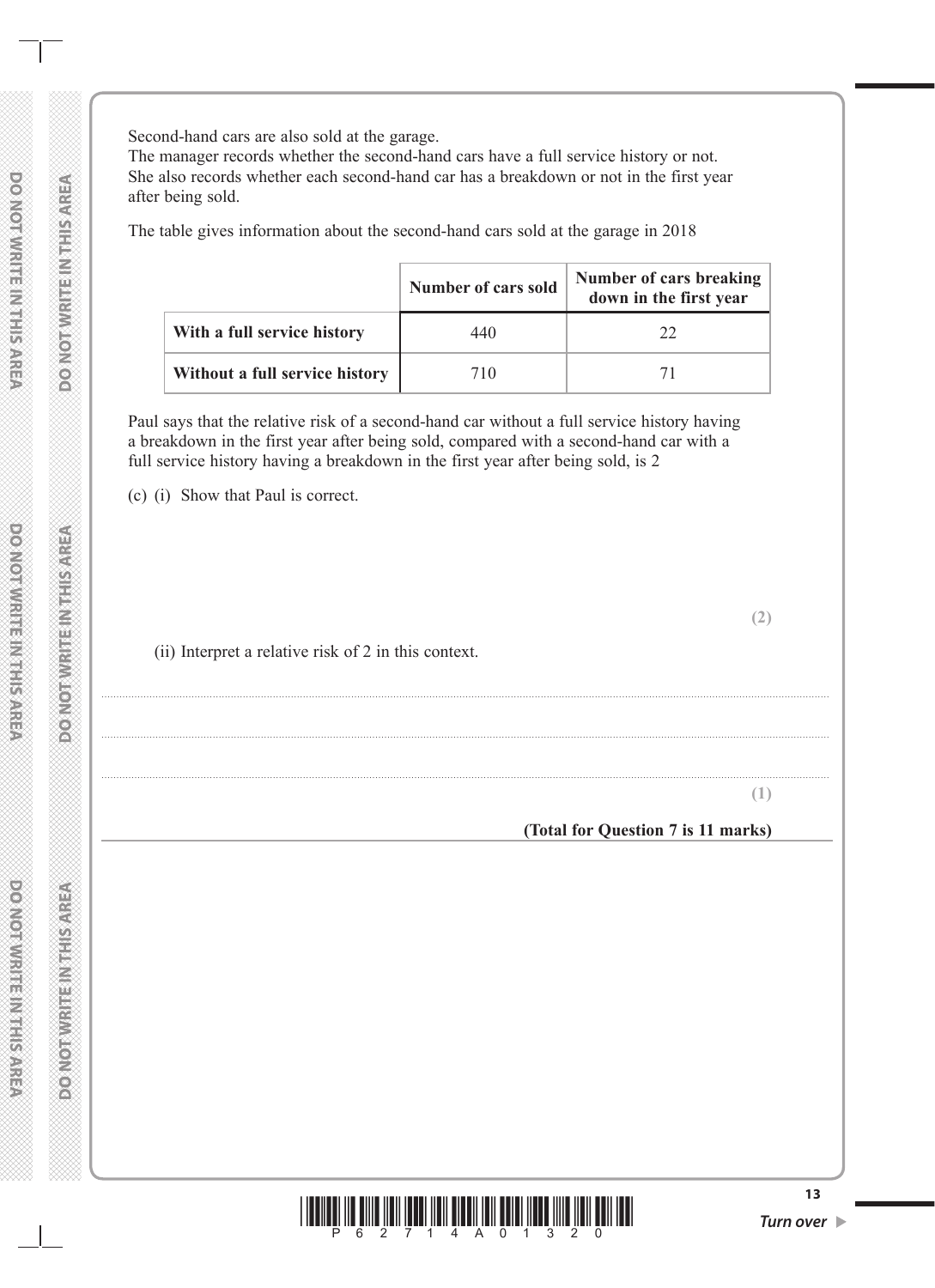Second-hand cars are also sold at the garage.
The manager records whether the second-hand cars have a full service history or not.
She also records whether each second-hand car has a breakdown or not in the first year after being sold.

The table gives information about the second-hand cars sold at the garage in 2018

| | **Number of cars sold** | **Number of cars breaking down in the first year** |
|---|---|---|
| **With a full service history** | 440 | 22 |
| **Without a full service history** | 710 | 71 |

Paul says that the relative risk of a second-hand car without a full service history having a breakdown in the first year after being sold, compared with a second-hand car with a full service history having a breakdown in the first year after being sold, is 2

(c) (i) Show that Paul is correct.

**(2)**

(ii) Interpret a relative risk of 2 in this context.

..............................................................................................................................................

..............................................................................................................................................

..............................................................................................................................................

**(1)**

**(Total for Question 7 is 11 marks)**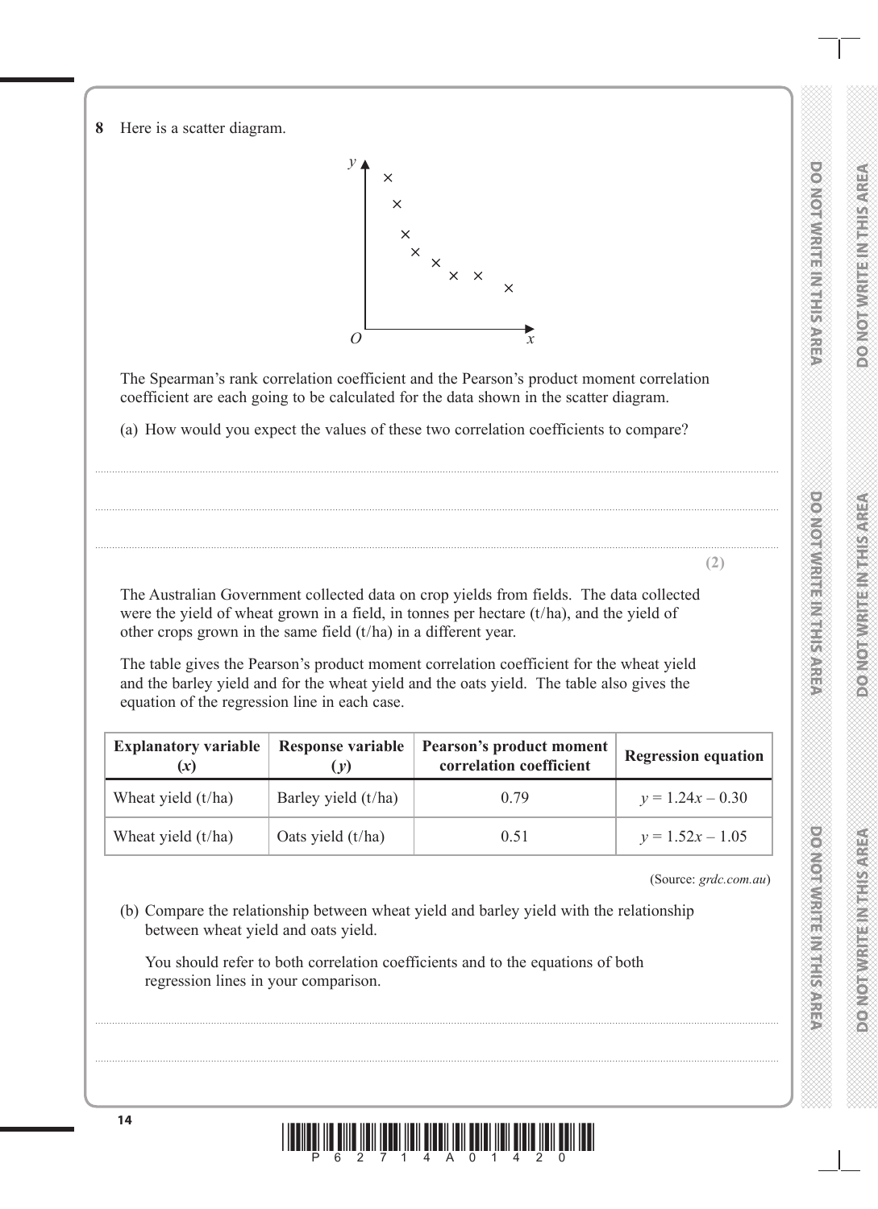**8** Here is a scatter diagram.

The Spearman's rank correlation coefficient and the Pearson's product moment correlation coefficient are each going to be calculated for the data shown in the scatter diagram.

(a) How would you expect the values of these two correlation coefficients to compare?

.......................................................................................................................................................

.......................................................................................................................................................

.......................................................................................................................................................

**(2)**

The Australian Government collected data on crop yields from fields. The data collected were the yield of wheat grown in a field, in tonnes per hectare (t/ha), and the yield of other crops grown in the same field (t/ha) in a different year.

The table gives the Pearson's product moment correlation coefficient for the wheat yield and the barley yield and for the wheat yield and the oats yield. The table also gives the equation of the regression line in each case.

| Explanatory variable ($x$) | Response variable ($y$) | Pearson's product moment correlation coefficient | Regression equation |
|---|---|---|---|
| Wheat yield (t/ha) | Barley yield (t/ha) | 0.79 | $y = 1.24x - 0.30$ |
| Wheat yield (t/ha) | Oats yield (t/ha) | 0.51 | $y = 1.52x - 1.05$ |

(Source: *grdc.com.au*)

(b) Compare the relationship between wheat yield and barley yield with the relationship between wheat yield and oats yield.

You should refer to both correlation coefficients and to the equations of both regression lines in your comparison.

.......................................................................................................................................................

.......................................................................................................................................................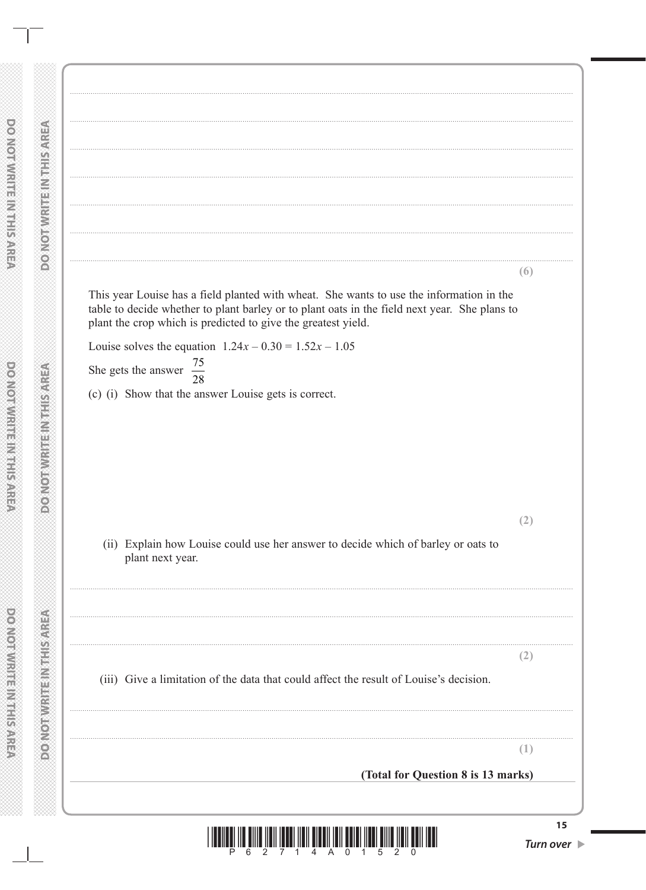**(6)**

This year Louise has a field planted with wheat. She wants to use the information in the table to decide whether to plant barley or to plant oats in the field next year. She plans to plant the crop which is predicted to give the greatest yield.

Louise solves the equation $1.24x - 0.30 = 1.52x - 1.05$

She gets the answer $\frac{75}{28}$

(c) (i) Show that the answer Louise gets is correct.

**(2)**

(ii) Explain how Louise could use her answer to decide which of barley or oats to plant next year.

**(2)**

(iii) Give a limitation of the data that could affect the result of Louise's decision.

**(1)**

**(Total for Question 8 is 13 marks)**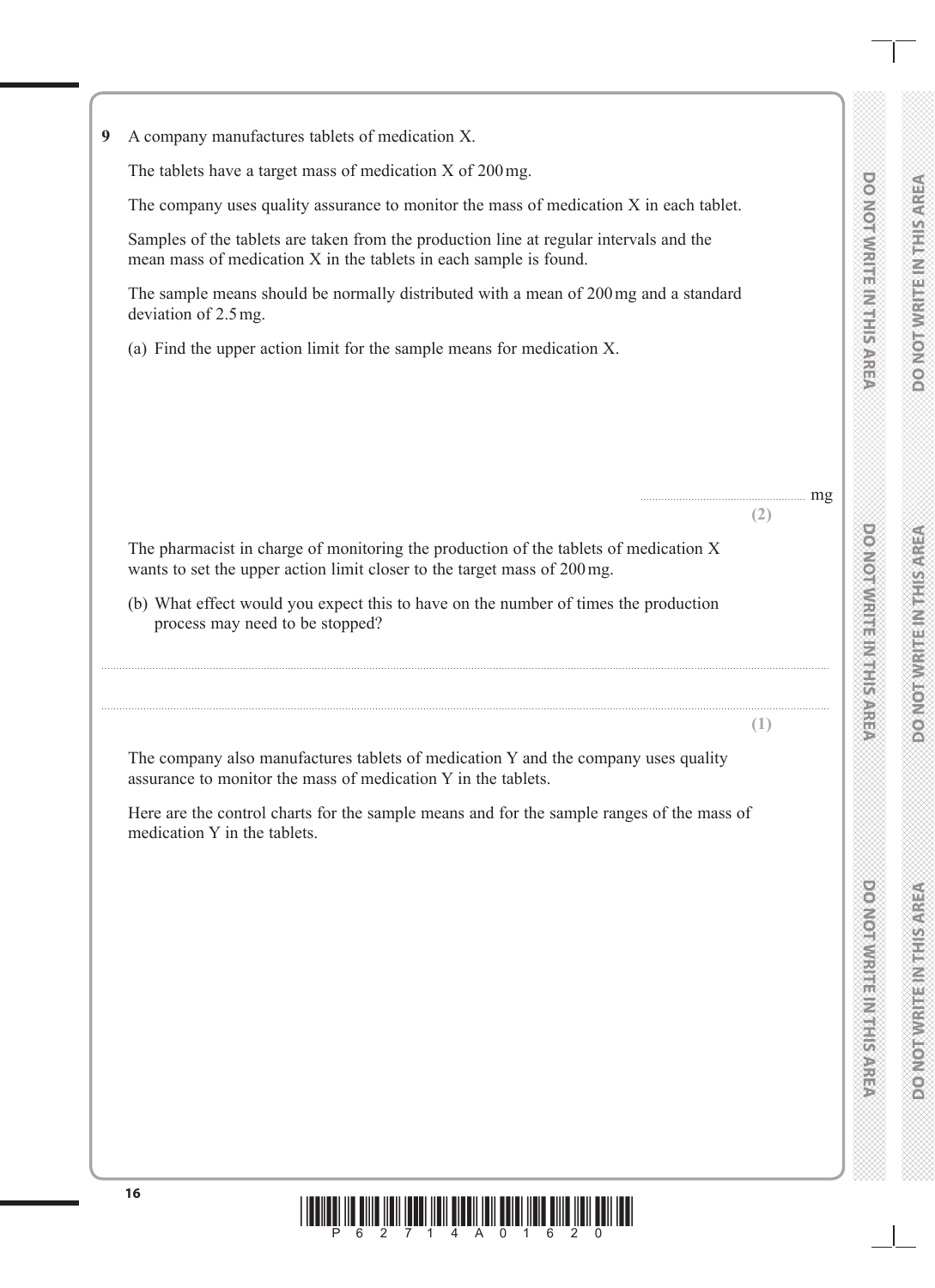**9** A company manufactures tablets of medication X.

The tablets have a target mass of medication X of 200 mg.

The company uses quality assurance to monitor the mass of medication X in each tablet.

Samples of the tablets are taken from the production line at regular intervals and the mean mass of medication X in the tablets in each sample is found.

The sample means should be normally distributed with a mean of 200 mg and a standard deviation of 2.5 mg.

(a) Find the upper action limit for the sample means for medication X.

.................................................... mg

**(2)**

The pharmacist in charge of monitoring the production of the tablets of medication X wants to set the upper action limit closer to the target mass of 200 mg.

(b) What effect would you expect this to have on the number of times the production process may need to be stopped?

..........................................................................................................................................................................................................

..........................................................................................................................................................................................................

**(1)**

The company also manufactures tablets of medication Y and the company uses quality assurance to monitor the mass of medication Y in the tablets.

Here are the control charts for the sample means and for the sample ranges of the mass of medication Y in the tablets.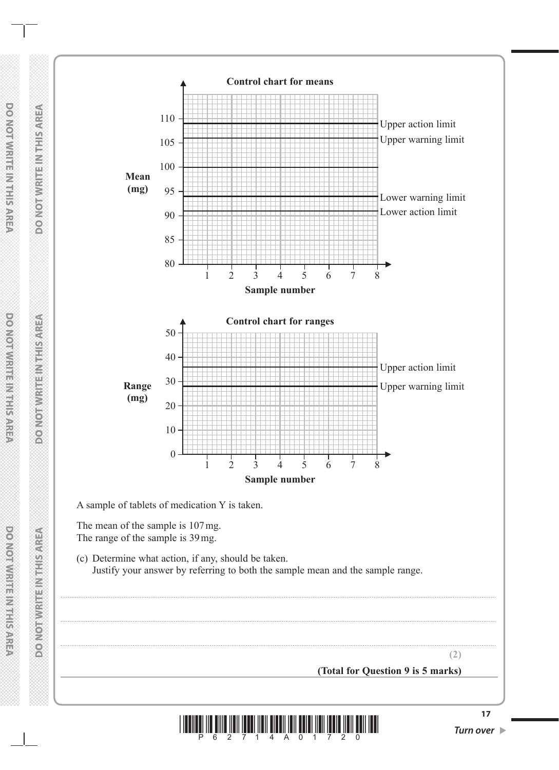**Control chart for means**

Mean (mg) vs Sample number (1–8). Axis values: 80, 85, 90, 95, 100, 105, 110.

- Upper action limit
- Upper warning limit
- Lower warning limit
- Lower action limit

**Control chart for ranges**

Range (mg) vs Sample number (1–8). Axis values: 0, 10, 20, 30, 40, 50.

- Upper action limit
- Upper warning limit

A sample of tablets of medication Y is taken.

The mean of the sample is 107 mg.
The range of the sample is 39 mg.

(c) Determine what action, if any, should be taken.
Justify your answer by referring to both the sample mean and the sample range.

..............................................................................................................................................

..............................................................................................................................................

..............................................................................................................................................

**(2)**

**(Total for Question 9 is 5 marks)**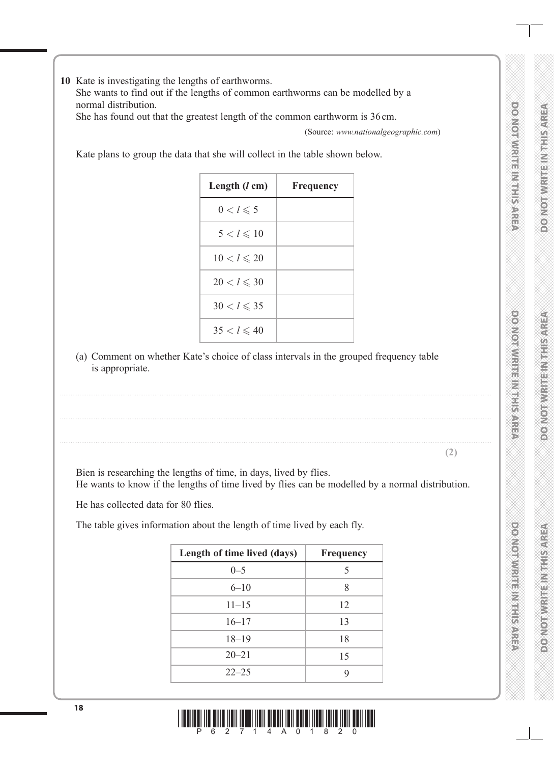**10** Kate is investigating the lengths of earthworms.
She wants to find out if the lengths of common earthworms can be modelled by a normal distribution.
She has found out that the greatest length of the common earthworm is 36 cm.

(Source: *www.nationalgeographic.com*)

Kate plans to group the data that she will collect in the table shown below.

| Length ($l$ cm) | Frequency |
|---|---|
| $0 < l \leqslant 5$ | |
| $5 < l \leqslant 10$ | |
| $10 < l \leqslant 20$ | |
| $20 < l \leqslant 30$ | |
| $30 < l \leqslant 35$ | |
| $35 < l \leqslant 40$ | |

(a) Comment on whether Kate's choice of class intervals in the grouped frequency table is appropriate.

.......................................................................................................................................................

.......................................................................................................................................................

.......................................................................................................................................................

**(2)**

Bien is researching the lengths of time, in days, lived by flies.
He wants to know if the lengths of time lived by flies can be modelled by a normal distribution.

He has collected data for 80 flies.

The table gives information about the length of time lived by each fly.

| Length of time lived (days) | Frequency |
|---|---|
| 0–5 | 5 |
| 6–10 | 8 |
| 11–15 | 12 |
| 16–17 | 13 |
| 18–19 | 18 |
| 20–21 | 15 |
| 22–25 | 9 |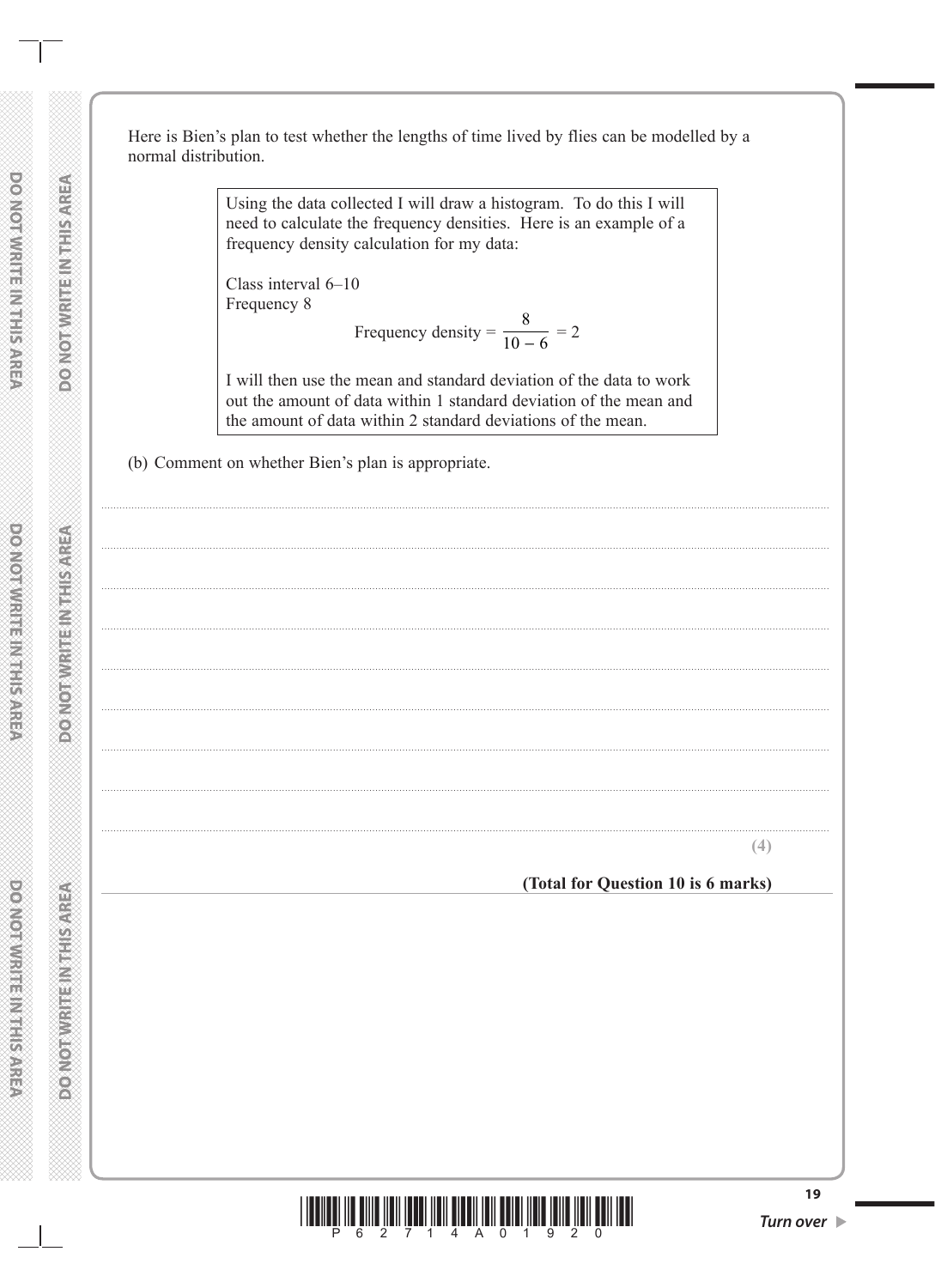Here is Bien's plan to test whether the lengths of time lived by flies can be modelled by a normal distribution.

> Using the data collected I will draw a histogram. To do this I will need to calculate the frequency densities. Here is an example of a frequency density calculation for my data:
>
> Class interval 6–10
> Frequency 8
>
> $$\text{Frequency density} = \frac{8}{10 - 6} = 2$$
>
> I will then use the mean and standard deviation of the data to work out the amount of data within 1 standard deviation of the mean and the amount of data within 2 standard deviations of the mean.

(b) Comment on whether Bien's plan is appropriate.

**(4)**

**(Total for Question 10 is 6 marks)**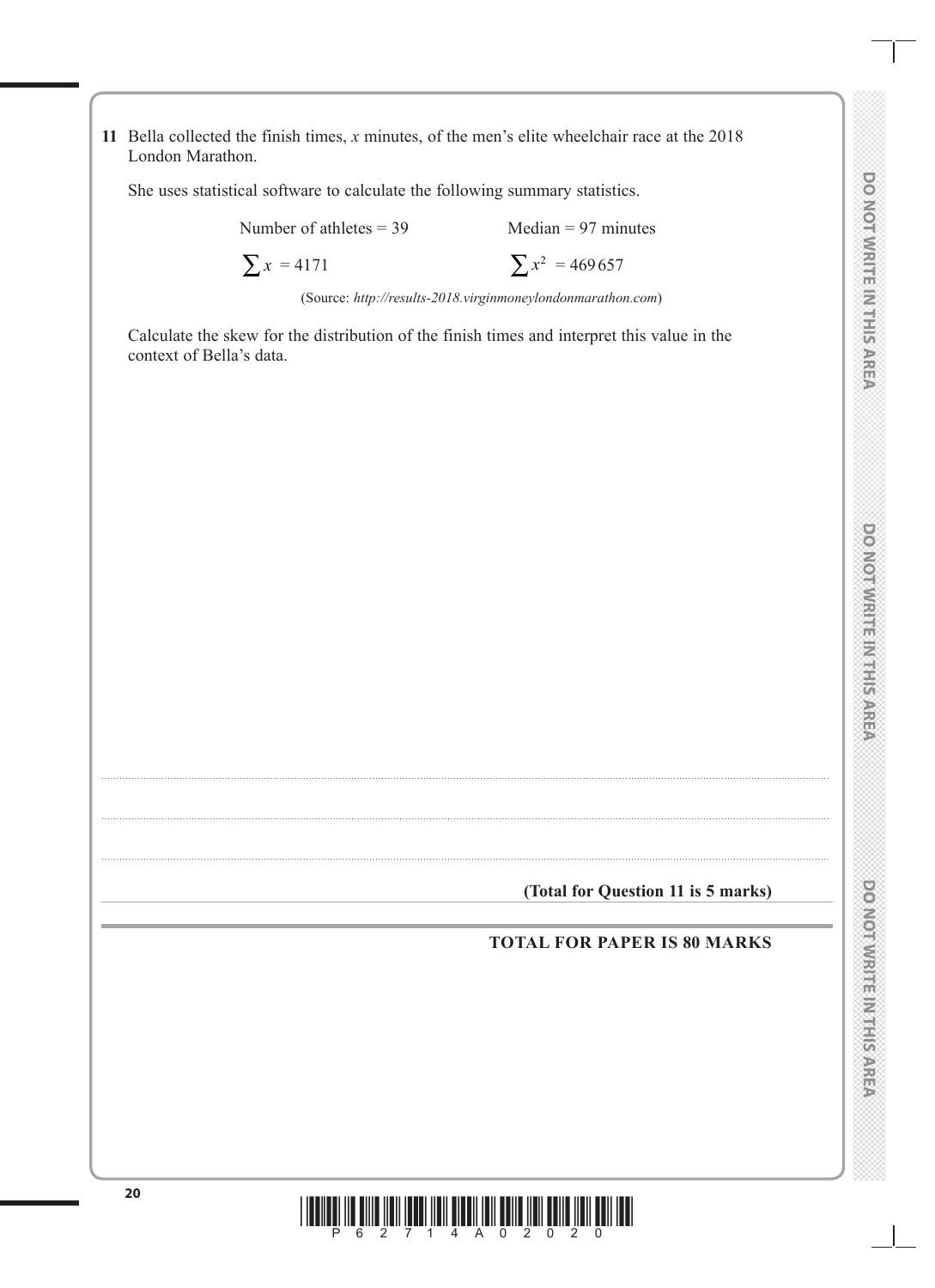**11** Bella collected the finish times, $x$ minutes, of the men's elite wheelchair race at the 2018 London Marathon.

She uses statistical software to calculate the following summary statistics.

Number of athletes = 39 &emsp;&emsp;&emsp;&emsp; Median = 97 minutes

$\sum x = 4171$ &emsp;&emsp;&emsp;&emsp; $\sum x^2 = 469\,657$

(Source: *http://results-2018.virginmoneylondonmarathon.com*)

Calculate the skew for the distribution of the finish times and interpret this value in the context of Bella's data.

**(Total for Question 11 is 5 marks)**

**TOTAL FOR PAPER IS 80 MARKS**